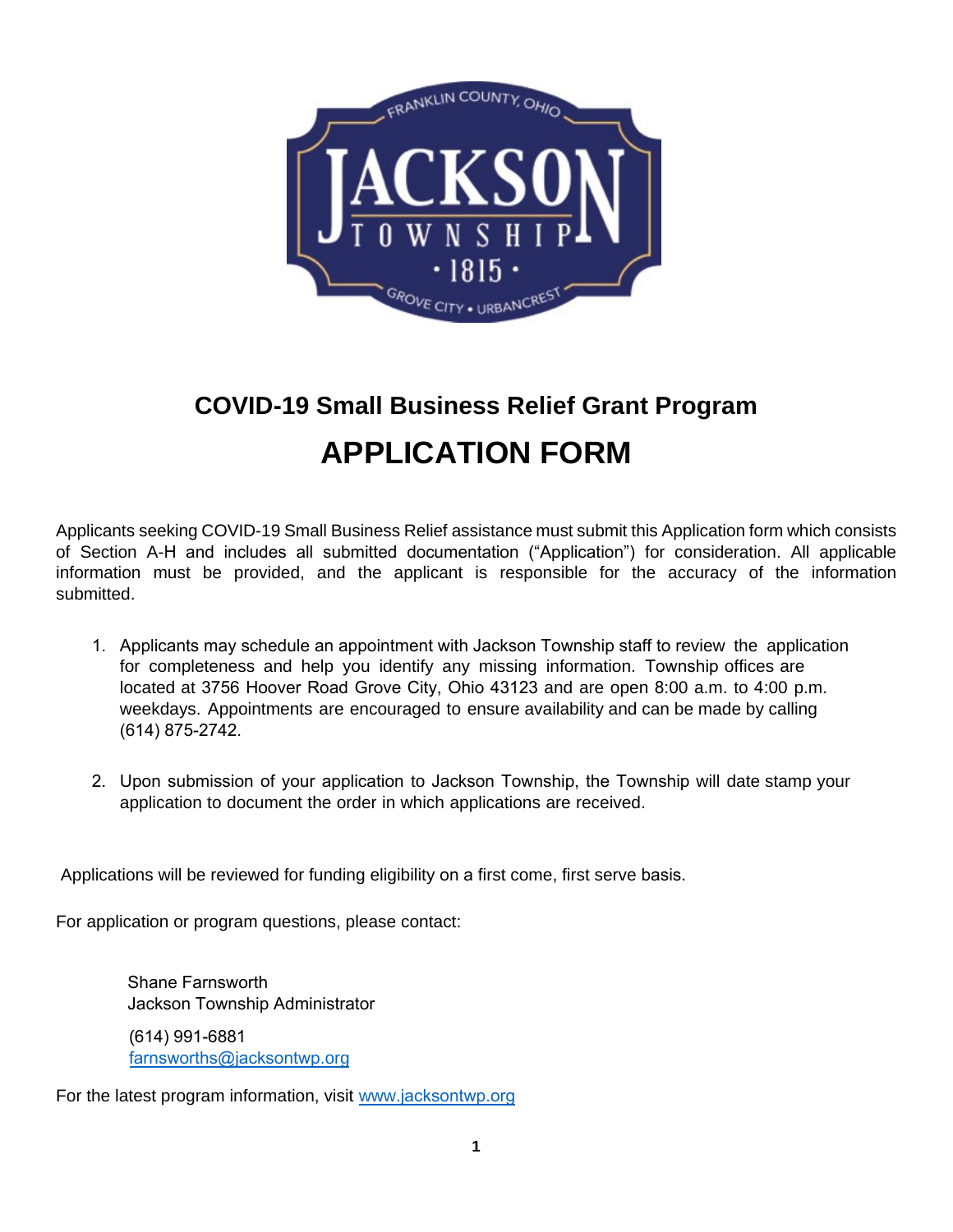# COVID-19 Small Business Relief Grant Program

# APPLICATION FORM

Applicants seeking COVID-19 Small Business Relief assistance must submit this Application form which consists of Section A-H and includes all submitted documentation ("Application") for consideration. All applicable information must be provided, and the applicant is responsible for the accuracy of the information submitted.

1. Applicants may schedule an appointment with Jackson Township staff to review the application for completeness and help you identify any missing information. Township offices are located at 3756 Hoover Road Grove City, Ohio 43123 and are open 8:00 a.m. to 4:00 p.m. weekdays. Appointments are encouraged to ensure availability and can be made by calling (614) 875-2742.

2. Upon submission of your application to Jackson Township, the Township will date stamp your application to document the order in which applications are received.

Applications will be reviewed for funding eligibility on a first come, first serve basis.

For application or program questions, please contact:

Shane Farnsworth
Jackson Township Administrator

(614) 991-6881
farnsworths@jacksontwp.org

For the latest program information, visit www.jacksontwp.org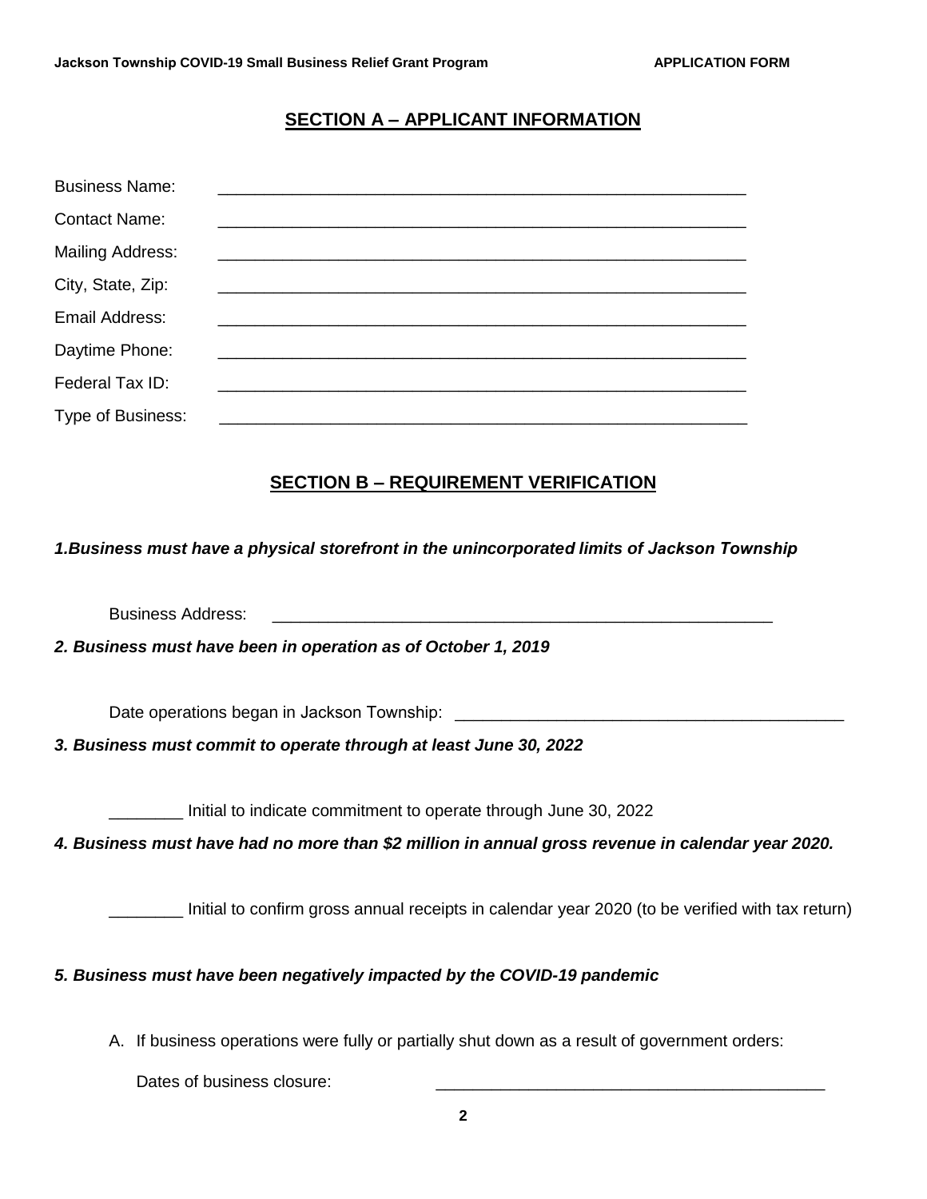## SECTION A – APPLICANT INFORMATION

Business Name: ____________________________________________________________

Contact Name: ____________________________________________________________

Mailing Address: ____________________________________________________________

City, State, Zip: ____________________________________________________________

Email Address: ____________________________________________________________

Daytime Phone: ____________________________________________________________

Federal Tax ID: ____________________________________________________________

Type of Business: ____________________________________________________________

## SECTION B – REQUIREMENT VERIFICATION

***1.Business must have a physical storefront in the unincorporated limits of Jackson Township***

Business Address: _________________________________________________________

***2. Business must have been in operation as of October 1, 2019***

Date operations began in Jackson Township: ___________________________________________

***3. Business must commit to operate through at least June 30, 2022***

________ Initial to indicate commitment to operate through June 30, 2022

***4. Business must have had no more than $2 million in annual gross revenue in calendar year 2020.***

________ Initial to confirm gross annual receipts in calendar year 2020 (to be verified with tax return)

***5. Business must have been negatively impacted by the COVID-19 pandemic***

A. If business operations were fully or partially shut down as a result of government orders:

Dates of business closure: ___________________________________________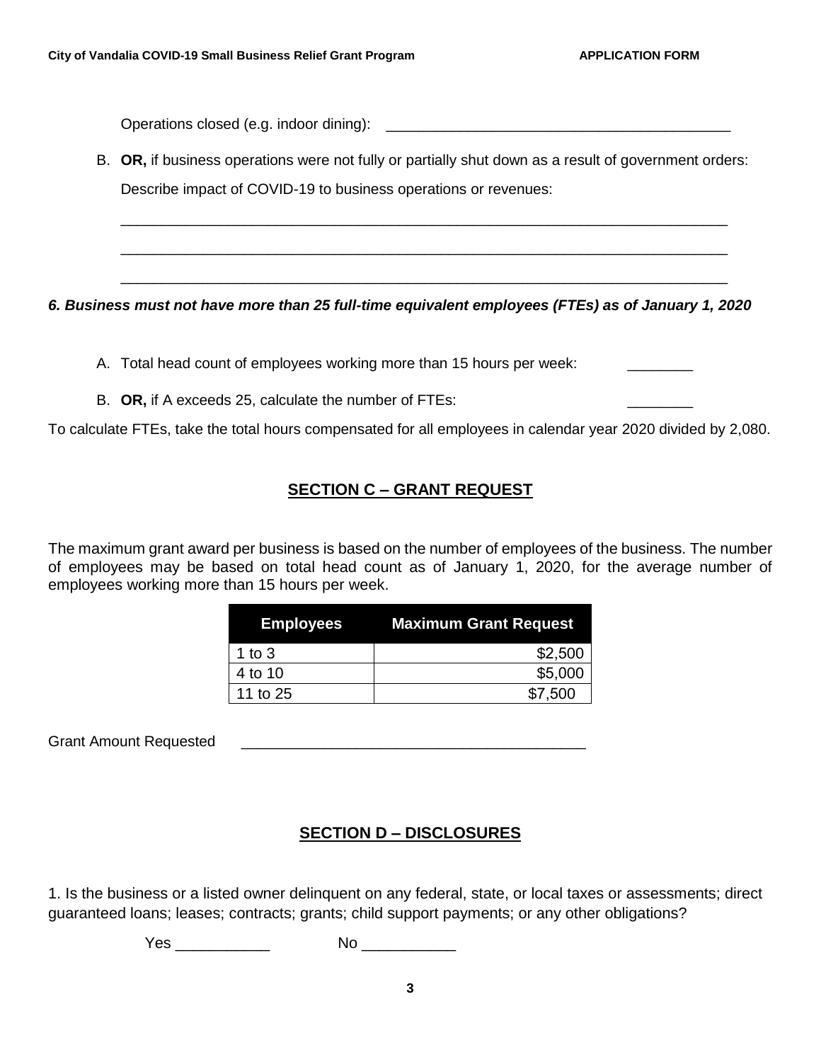Operations closed (e.g. indoor dining): ___________________________________________

B. **OR,** if business operations were not fully or partially shut down as a result of government orders:

   Describe impact of COVID-19 to business operations or revenues:

   ____________________________________________________________________________

   ____________________________________________________________________________

   ____________________________________________________________________________

***6. Business must not have more than 25 full-time equivalent employees (FTEs) as of January 1, 2020***

A. Total head count of employees working more than 15 hours per week: ________

B. **OR,** if A exceeds 25, calculate the number of FTEs: ________

To calculate FTEs, take the total hours compensated for all employees in calendar year 2020 divided by 2,080.

## SECTION C – GRANT REQUEST

The maximum grant award per business is based on the number of employees of the business. The number of employees may be based on total head count as of January 1, 2020, for the average number of employees working more than 15 hours per week.

| Employees | Maximum Grant Request |
|---|---|
| 1 to 3 | $2,500 |
| 4 to 10 | $5,000 |
| 11 to 25 | $7,500 |

Grant Amount Requested ___________________________________________

## SECTION D – DISCLOSURES

1. Is the business or a listed owner delinquent on any federal, state, or local taxes or assessments; direct guaranteed loans; leases; contracts; grants; child support payments; or any other obligations?

Yes ___________ No ___________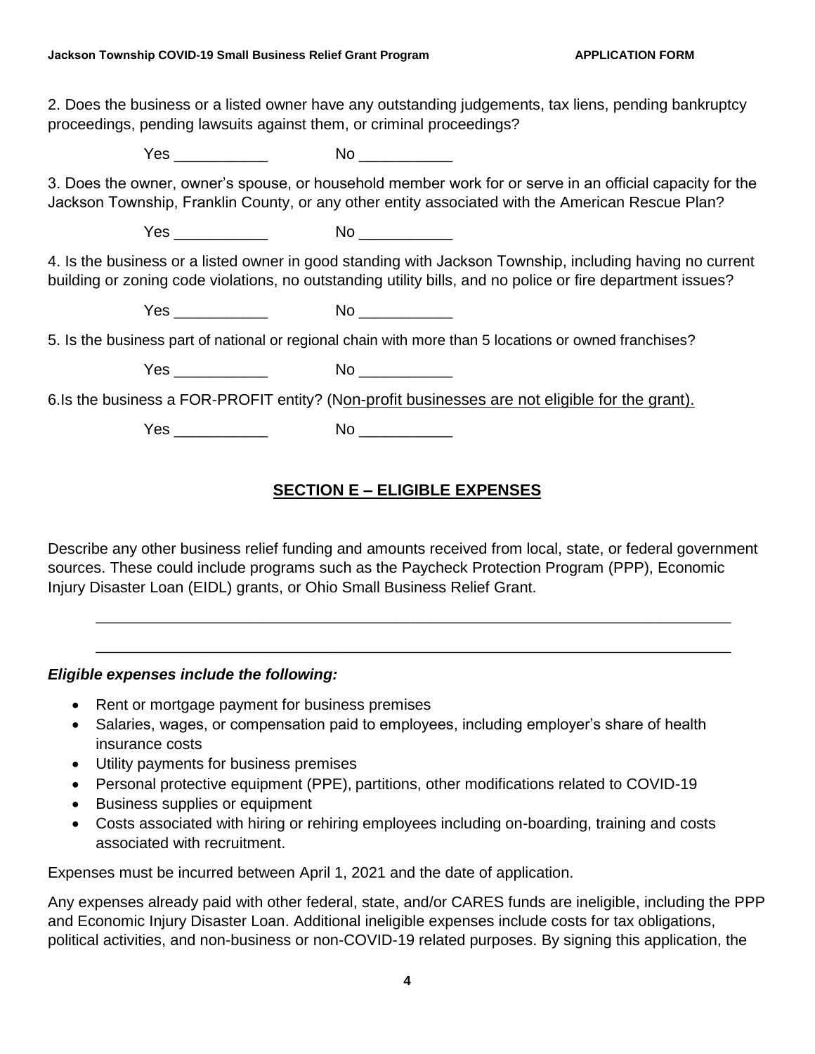2. Does the business or a listed owner have any outstanding judgements, tax liens, pending bankruptcy proceedings, pending lawsuits against them, or criminal proceedings?

Yes ___________ No ___________

3. Does the owner, owner's spouse, or household member work for or serve in an official capacity for the Jackson Township, Franklin County, or any other entity associated with the American Rescue Plan?

Yes ___________ No ___________

4. Is the business or a listed owner in good standing with Jackson Township, including having no current building or zoning code violations, no outstanding utility bills, and no police or fire department issues?

Yes ___________ No ___________

5. Is the business part of national or regional chain with more than 5 locations or owned franchises?

Yes ___________ No ___________

6.Is the business a FOR-PROFIT entity? (Non-profit businesses are not eligible for the grant).

Yes ___________ No ___________

## SECTION E – ELIGIBLE EXPENSES

Describe any other business relief funding and amounts received from local, state, or federal government sources. These could include programs such as the Paycheck Protection Program (PPP), Economic Injury Disaster Loan (EIDL) grants, or Ohio Small Business Relief Grant.

_____________________________________________________________________________

_____________________________________________________________________________

***Eligible expenses include the following:***

- Rent or mortgage payment for business premises
- Salaries, wages, or compensation paid to employees, including employer's share of health insurance costs
- Utility payments for business premises
- Personal protective equipment (PPE), partitions, other modifications related to COVID-19
- Business supplies or equipment
- Costs associated with hiring or rehiring employees including on-boarding, training and costs associated with recruitment.

Expenses must be incurred between April 1, 2021 and the date of application.

Any expenses already paid with other federal, state, and/or CARES funds are ineligible, including the PPP and Economic Injury Disaster Loan. Additional ineligible expenses include costs for tax obligations, political activities, and non-business or non-COVID-19 related purposes. By signing this application, the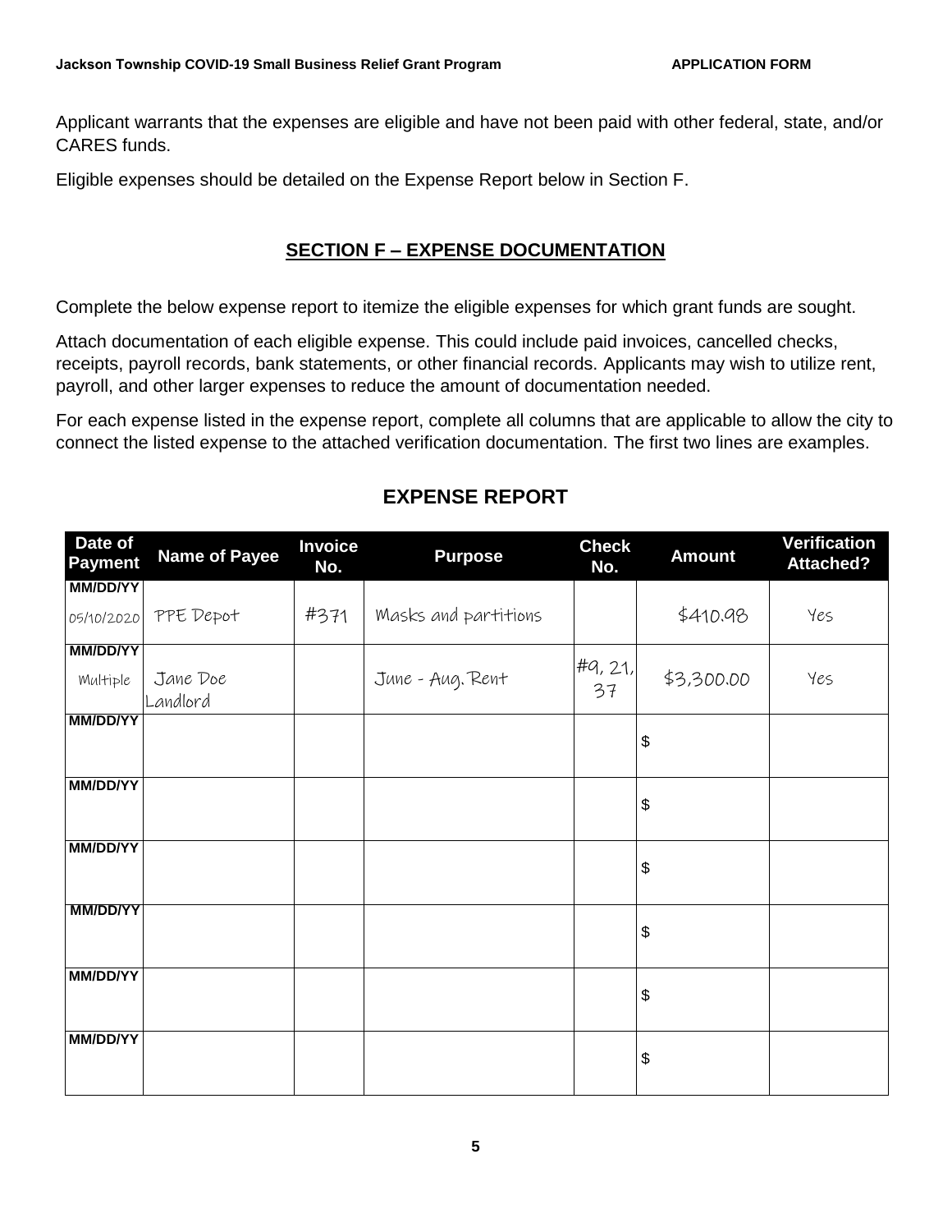Applicant warrants that the expenses are eligible and have not been paid with other federal, state, and/or CARES funds.

Eligible expenses should be detailed on the Expense Report below in Section F.

## SECTION F – EXPENSE DOCUMENTATION

Complete the below expense report to itemize the eligible expenses for which grant funds are sought.

Attach documentation of each eligible expense. This could include paid invoices, cancelled checks, receipts, payroll records, bank statements, or other financial records. Applicants may wish to utilize rent, payroll, and other larger expenses to reduce the amount of documentation needed.

For each expense listed in the expense report, complete all columns that are applicable to allow the city to connect the listed expense to the attached verification documentation. The first two lines are examples.

### EXPENSE REPORT

| Date of Payment | Name of Payee | Invoice No. | Purpose | Check No. | Amount | Verification Attached? |
|---|---|---|---|---|---|---|
| MM/DD/YY 05/10/2020 | PPE Depot | #371 | Masks and partitions | | $410.98 | Yes |
| MM/DD/YY Multiple | Jane Doe Landlord | | June - Aug. Rent | #9, 21, 37 | $3,300.00 | Yes |
| MM/DD/YY | | | | | $ | |
| MM/DD/YY | | | | | $ | |
| MM/DD/YY | | | | | $ | |
| MM/DD/YY | | | | | $ | |
| MM/DD/YY | | | | | $ | |
| MM/DD/YY | | | | | $ | |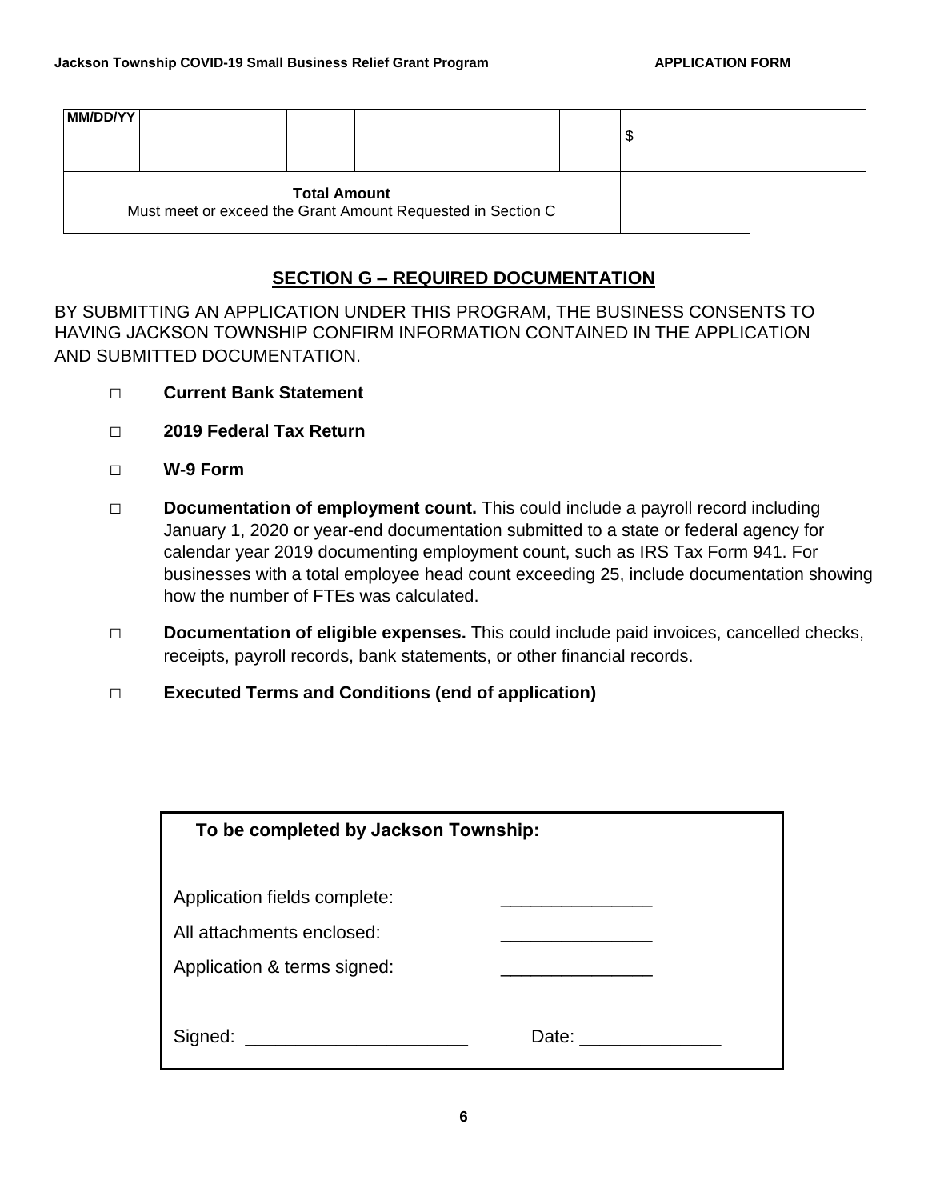| MM/DD/YY | | | | | $ | |
|---|---|---|---|---|---|---|
| **Total Amount**<br>Must meet or exceed the Grant Amount Requested in Section C | | | | | | |

## SECTION G – REQUIRED DOCUMENTATION

BY SUBMITTING AN APPLICATION UNDER THIS PROGRAM, THE BUSINESS CONSENTS TO HAVING JACKSON TOWNSHIP CONFIRM INFORMATION CONTAINED IN THE APPLICATION AND SUBMITTED DOCUMENTATION.

- □ **Current Bank Statement**
- □ **2019 Federal Tax Return**
- □ **W-9 Form**
- □ **Documentation of employment count.** This could include a payroll record including January 1, 2020 or year-end documentation submitted to a state or federal agency for calendar year 2019 documenting employment count, such as IRS Tax Form 941. For businesses with a total employee head count exceeding 25, include documentation showing how the number of FTEs was calculated.
- □ **Documentation of eligible expenses.** This could include paid invoices, cancelled checks, receipts, payroll records, bank statements, or other financial records.
- □ **Executed Terms and Conditions (end of application)**

**To be completed by Jackson Township:**

Application fields complete: _______________

All attachments enclosed: _______________

Application & terms signed: _______________

Signed: ______________________ Date: ______________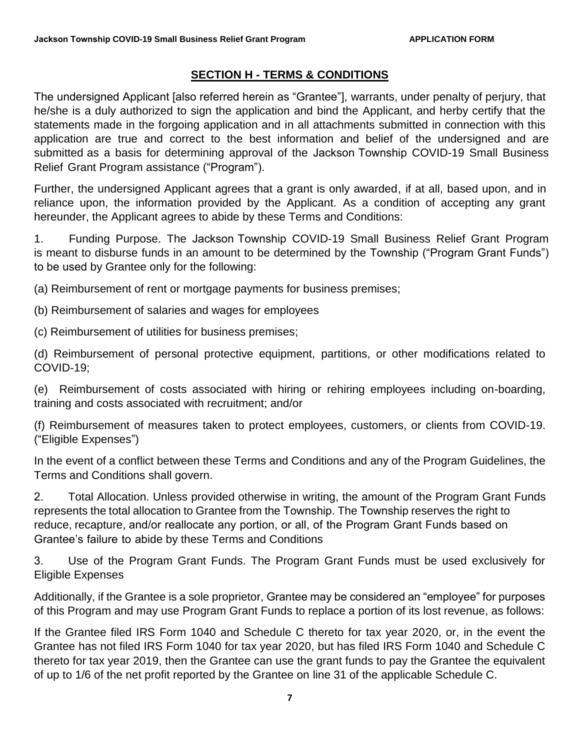## SECTION H - TERMS & CONDITIONS

The undersigned Applicant [also referred herein as "Grantee"], warrants, under penalty of perjury, that he/she is a duly authorized to sign the application and bind the Applicant, and herby certify that the statements made in the forgoing application and in all attachments submitted in connection with this application are true and correct to the best information and belief of the undersigned and are submitted as a basis for determining approval of the Jackson Township COVID-19 Small Business Relief Grant Program assistance ("Program").

Further, the undersigned Applicant agrees that a grant is only awarded, if at all, based upon, and in reliance upon, the information provided by the Applicant. As a condition of accepting any grant hereunder, the Applicant agrees to abide by these Terms and Conditions:

1. Funding Purpose. The Jackson Township COVID-19 Small Business Relief Grant Program is meant to disburse funds in an amount to be determined by the Township ("Program Grant Funds") to be used by Grantee only for the following:

(a) Reimbursement of rent or mortgage payments for business premises;

(b) Reimbursement of salaries and wages for employees

(c) Reimbursement of utilities for business premises;

(d) Reimbursement of personal protective equipment, partitions, or other modifications related to COVID-19;

(e) Reimbursement of costs associated with hiring or rehiring employees including on-boarding, training and costs associated with recruitment; and/or

(f) Reimbursement of measures taken to protect employees, customers, or clients from COVID-19. ("Eligible Expenses")

In the event of a conflict between these Terms and Conditions and any of the Program Guidelines, the Terms and Conditions shall govern.

2. Total Allocation. Unless provided otherwise in writing, the amount of the Program Grant Funds represents the total allocation to Grantee from the Township. The Township reserves the right to reduce, recapture, and/or reallocate any portion, or all, of the Program Grant Funds based on Grantee's failure to abide by these Terms and Conditions

3. Use of the Program Grant Funds. The Program Grant Funds must be used exclusively for Eligible Expenses

Additionally, if the Grantee is a sole proprietor, Grantee may be considered an "employee" for purposes of this Program and may use Program Grant Funds to replace a portion of its lost revenue, as follows:

If the Grantee filed IRS Form 1040 and Schedule C thereto for tax year 2020, or, in the event the Grantee has not filed IRS Form 1040 for tax year 2020, but has filed IRS Form 1040 and Schedule C thereto for tax year 2019, then the Grantee can use the grant funds to pay the Grantee the equivalent of up to 1/6 of the net profit reported by the Grantee on line 31 of the applicable Schedule C.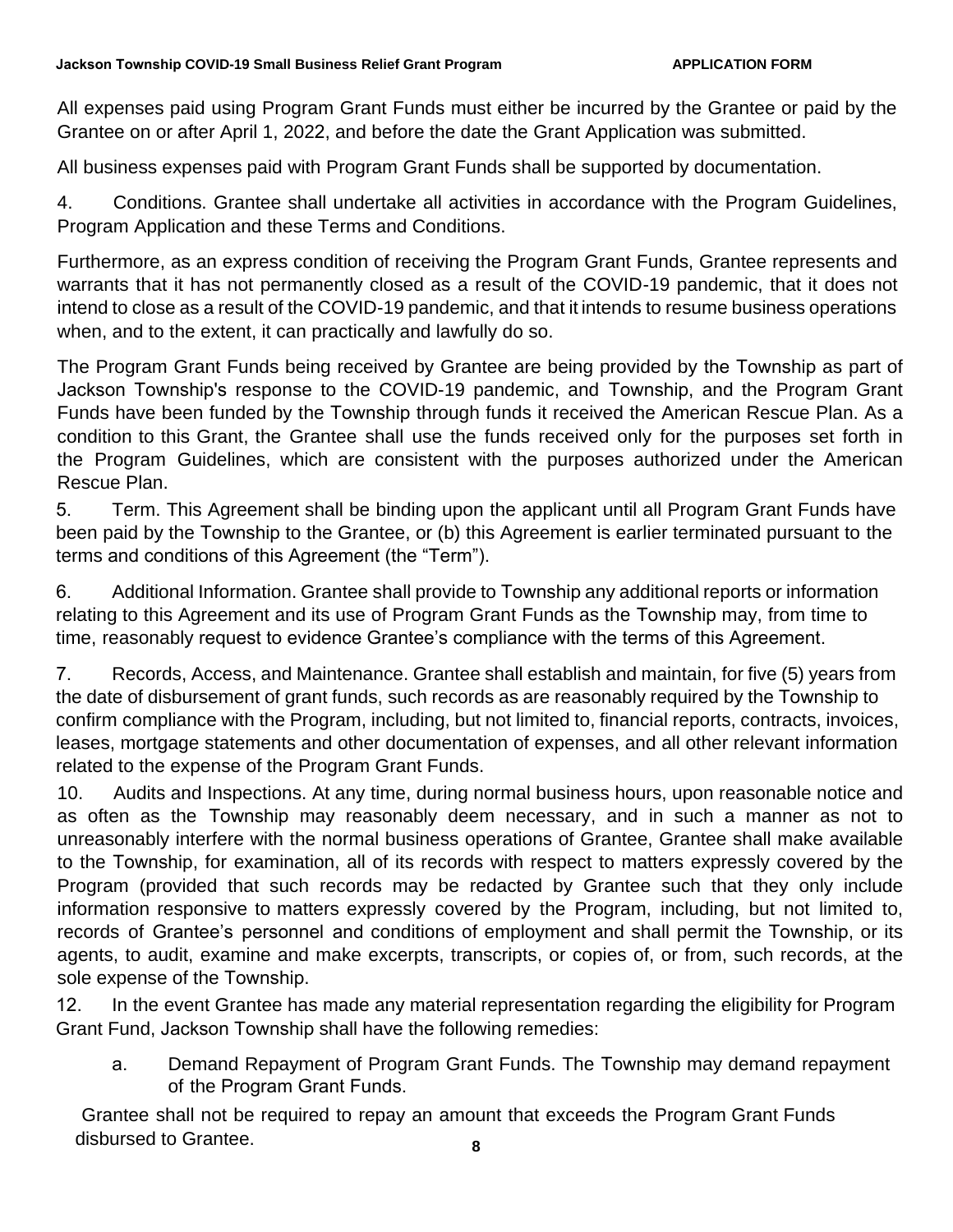All expenses paid using Program Grant Funds must either be incurred by the Grantee or paid by the Grantee on or after April 1, 2022, and before the date the Grant Application was submitted.

All business expenses paid with Program Grant Funds shall be supported by documentation.

4. Conditions. Grantee shall undertake all activities in accordance with the Program Guidelines, Program Application and these Terms and Conditions.

Furthermore, as an express condition of receiving the Program Grant Funds, Grantee represents and warrants that it has not permanently closed as a result of the COVID-19 pandemic, that it does not intend to close as a result of the COVID-19 pandemic, and that it intends to resume business operations when, and to the extent, it can practically and lawfully do so.

The Program Grant Funds being received by Grantee are being provided by the Township as part of Jackson Township's response to the COVID-19 pandemic, and Township, and the Program Grant Funds have been funded by the Township through funds it received the American Rescue Plan. As a condition to this Grant, the Grantee shall use the funds received only for the purposes set forth in the Program Guidelines, which are consistent with the purposes authorized under the American Rescue Plan.

5. Term. This Agreement shall be binding upon the applicant until all Program Grant Funds have been paid by the Township to the Grantee, or (b) this Agreement is earlier terminated pursuant to the terms and conditions of this Agreement (the "Term").

6. Additional Information. Grantee shall provide to Township any additional reports or information relating to this Agreement and its use of Program Grant Funds as the Township may, from time to time, reasonably request to evidence Grantee's compliance with the terms of this Agreement.

7. Records, Access, and Maintenance. Grantee shall establish and maintain, for five (5) years from the date of disbursement of grant funds, such records as are reasonably required by the Township to confirm compliance with the Program, including, but not limited to, financial reports, contracts, invoices, leases, mortgage statements and other documentation of expenses, and all other relevant information related to the expense of the Program Grant Funds.

10. Audits and Inspections. At any time, during normal business hours, upon reasonable notice and as often as the Township may reasonably deem necessary, and in such a manner as not to unreasonably interfere with the normal business operations of Grantee, Grantee shall make available to the Township, for examination, all of its records with respect to matters expressly covered by the Program (provided that such records may be redacted by Grantee such that they only include information responsive to matters expressly covered by the Program, including, but not limited to, records of Grantee's personnel and conditions of employment and shall permit the Township, or its agents, to audit, examine and make excerpts, transcripts, or copies of, or from, such records, at the sole expense of the Township.

12. In the event Grantee has made any material representation regarding the eligibility for Program Grant Fund, Jackson Township shall have the following remedies:

a. Demand Repayment of Program Grant Funds. The Township may demand repayment of the Program Grant Funds.

Grantee shall not be required to repay an amount that exceeds the Program Grant Funds disbursed to Grantee.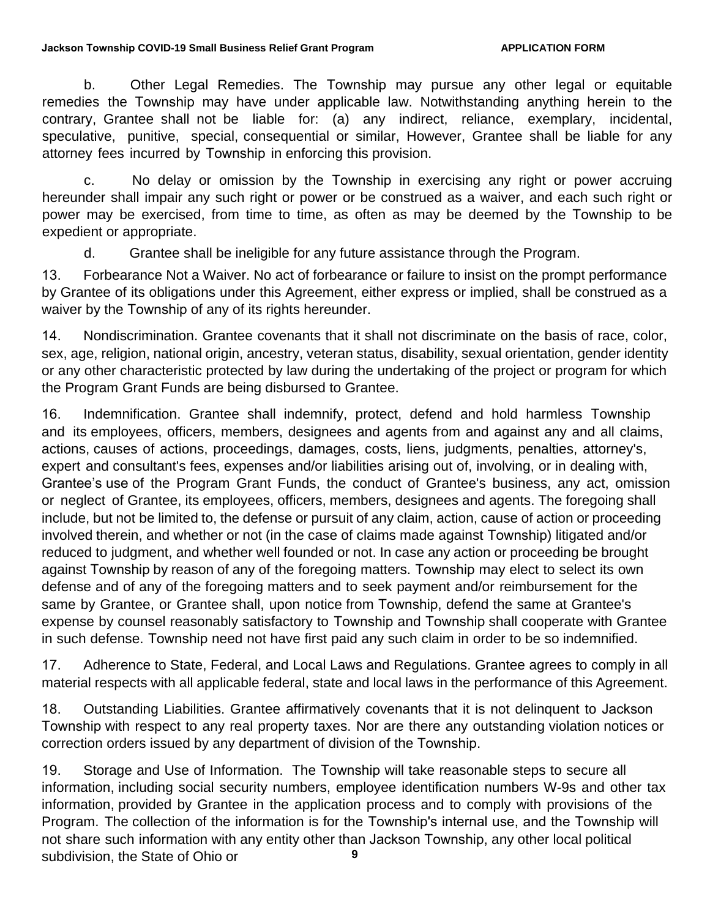b. Other Legal Remedies. The Township may pursue any other legal or equitable remedies the Township may have under applicable law. Notwithstanding anything herein to the contrary, Grantee shall not be liable for: (a) any indirect, reliance, exemplary, incidental, speculative, punitive, special, consequential or similar, However, Grantee shall be liable for any attorney fees incurred by Township in enforcing this provision.

c. No delay or omission by the Township in exercising any right or power accruing hereunder shall impair any such right or power or be construed as a waiver, and each such right or power may be exercised, from time to time, as often as may be deemed by the Township to be expedient or appropriate.

d. Grantee shall be ineligible for any future assistance through the Program.

13. Forbearance Not a Waiver. No act of forbearance or failure to insist on the prompt performance by Grantee of its obligations under this Agreement, either express or implied, shall be construed as a waiver by the Township of any of its rights hereunder.

14. Nondiscrimination. Grantee covenants that it shall not discriminate on the basis of race, color, sex, age, religion, national origin, ancestry, veteran status, disability, sexual orientation, gender identity or any other characteristic protected by law during the undertaking of the project or program for which the Program Grant Funds are being disbursed to Grantee.

16. Indemnification. Grantee shall indemnify, protect, defend and hold harmless Township and its employees, officers, members, designees and agents from and against any and all claims, actions, causes of actions, proceedings, damages, costs, liens, judgments, penalties, attorney's, expert and consultant's fees, expenses and/or liabilities arising out of, involving, or in dealing with, Grantee's use of the Program Grant Funds, the conduct of Grantee's business, any act, omission or neglect of Grantee, its employees, officers, members, designees and agents. The foregoing shall include, but not be limited to, the defense or pursuit of any claim, action, cause of action or proceeding involved therein, and whether or not (in the case of claims made against Township) litigated and/or reduced to judgment, and whether well founded or not. In case any action or proceeding be brought against Township by reason of any of the foregoing matters. Township may elect to select its own defense and of any of the foregoing matters and to seek payment and/or reimbursement for the same by Grantee, or Grantee shall, upon notice from Township, defend the same at Grantee's expense by counsel reasonably satisfactory to Township and Township shall cooperate with Grantee in such defense. Township need not have first paid any such claim in order to be so indemnified.

17. Adherence to State, Federal, and Local Laws and Regulations. Grantee agrees to comply in all material respects with all applicable federal, state and local laws in the performance of this Agreement.

18. Outstanding Liabilities. Grantee affirmatively covenants that it is not delinquent to Jackson Township with respect to any real property taxes. Nor are there any outstanding violation notices or correction orders issued by any department of division of the Township.

19. Storage and Use of Information. The Township will take reasonable steps to secure all information, including social security numbers, employee identification numbers W-9s and other tax information, provided by Grantee in the application process and to comply with provisions of the Program. The collection of the information is for the Township's internal use, and the Township will not share such information with any entity other than Jackson Township, any other local political subdivision, the State of Ohio or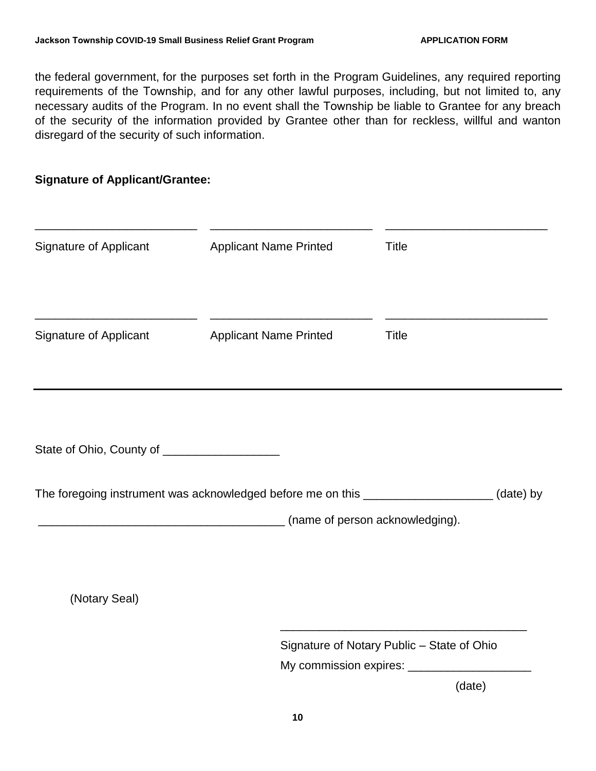the federal government, for the purposes set forth in the Program Guidelines, any required reporting requirements of the Township, and for any other lawful purposes, including, but not limited to, any necessary audits of the Program. In no event shall the Township be liable to Grantee for any breach of the security of the information provided by Grantee other than for reckless, willful and wanton disregard of the security of such information.

**Signature of Applicant/Grantee:**

| | | |
|---|---|---|
| _________________________ | _________________________ | _________________________ |
| Signature of Applicant | Applicant Name Printed | Title |
| _________________________ | _________________________ | _________________________ |
| Signature of Applicant | Applicant Name Printed | Title |

---

State of Ohio, County of __________________

The foregoing instrument was acknowledged before me on this ____________________ (date) by

_______________________________________ (name of person acknowledging).

(Notary Seal)

_______________________________________

Signature of Notary Public – State of Ohio

My commission expires: ___________________

(date)